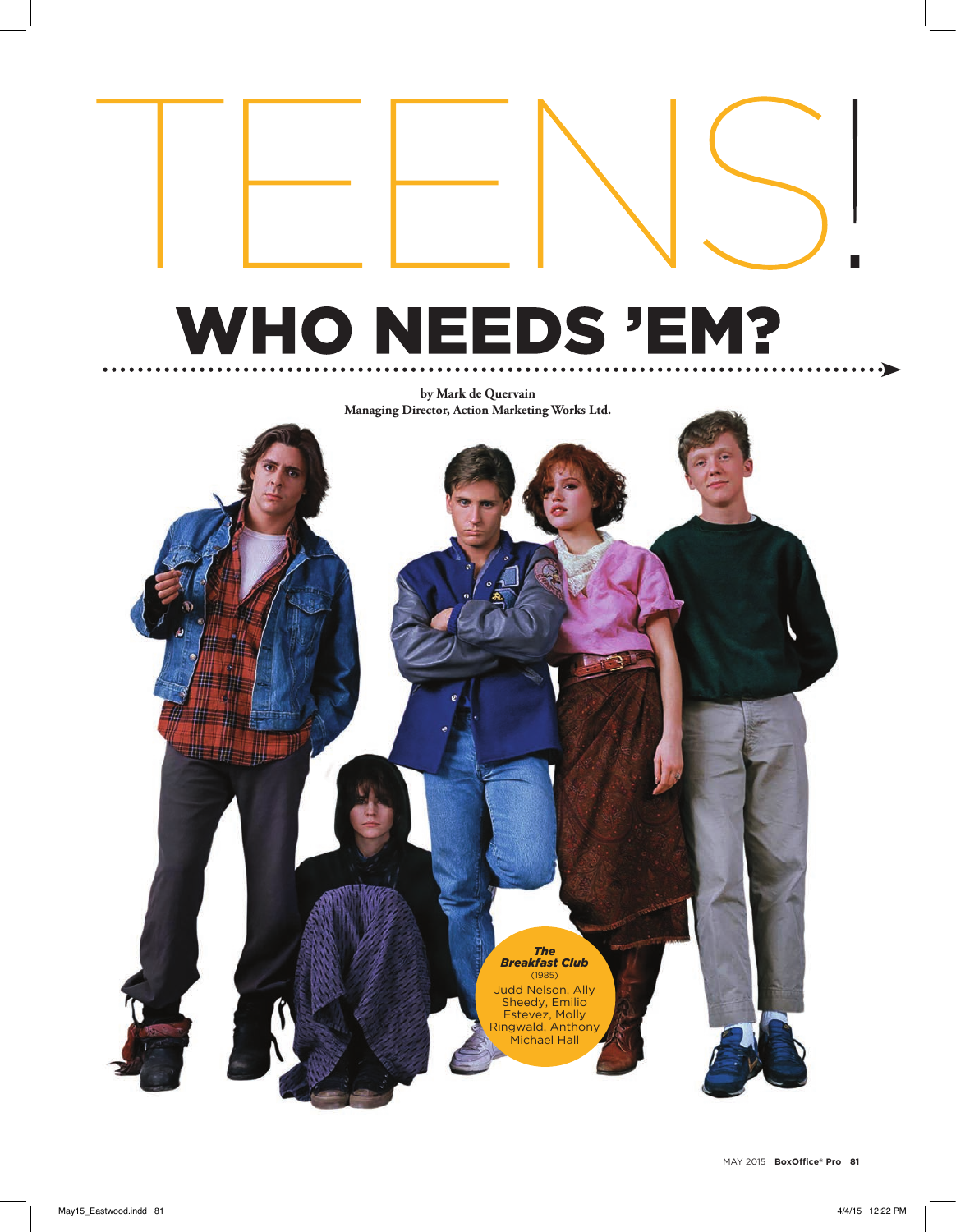# TEENS!

## WHO NEEDS 'EM?

**by Mark de Quervain**
**Managing Director, Action Marketing Works Ltd.**

***The Breakfast Club***
(1985)
Judd Nelson, Ally Sheedy, Emilio Estevez, Molly Ringwald, Anthony Michael Hall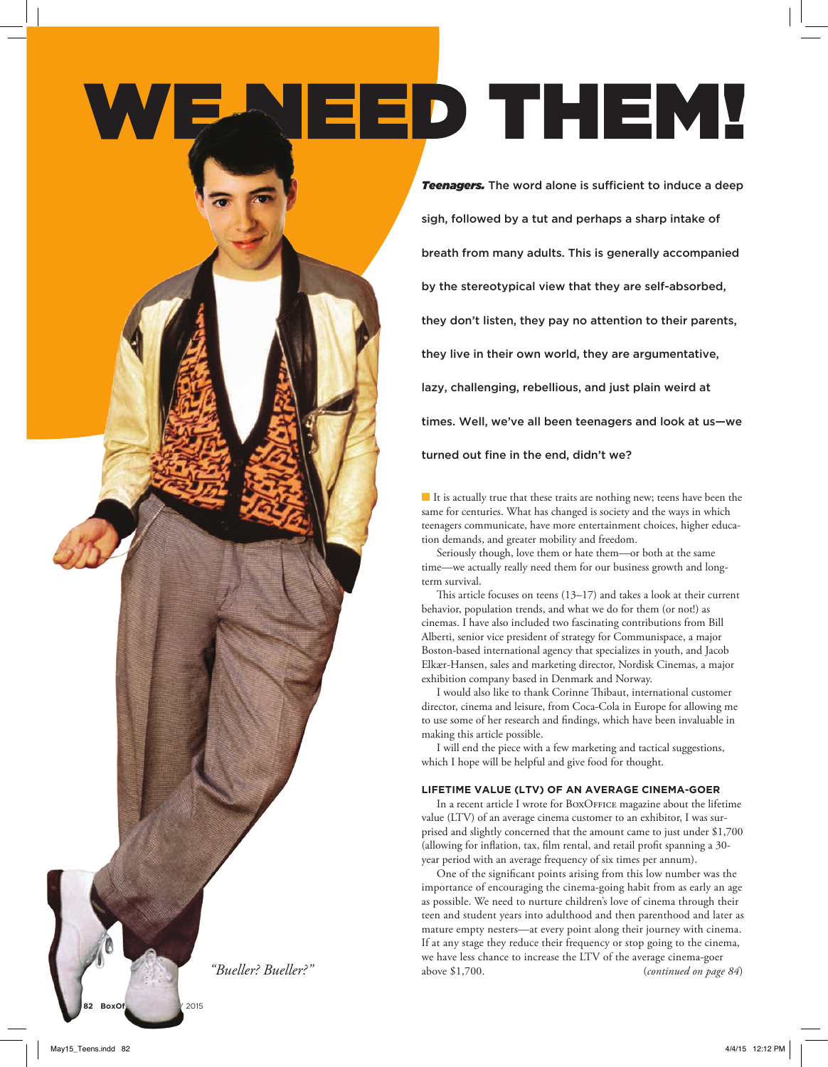# WE NEED THEM!

***Teenagers.*** **The word alone is sufficient to induce a deep sigh, followed by a tut and perhaps a sharp intake of breath from many adults. This is generally accompanied by the stereotypical view that they are self-absorbed, they don't listen, they pay no attention to their parents, they live in their own world, they are argumentative, lazy, challenging, rebellious, and just plain weird at times. Well, we've all been teenagers and look at us—we turned out fine in the end, didn't we?**

It is actually true that these traits are nothing new; teens have been the same for centuries. What has changed is society and the ways in which teenagers communicate, have more entertainment choices, higher education demands, and greater mobility and freedom.

Seriously though, love them or hate them—or both at the same time—we actually really need them for our business growth and long-term survival.

This article focuses on teens (13–17) and takes a look at their current behavior, population trends, and what we do for them (or not!) as cinemas. I have also included two fascinating contributions from Bill Alberti, senior vice president of strategy for Communispace, a major Boston-based international agency that specializes in youth, and Jacob Elkær-Hansen, sales and marketing director, Nordisk Cinemas, a major exhibition company based in Denmark and Norway.

I would also like to thank Corinne Thibaut, international customer director, cinema and leisure, from Coca-Cola in Europe for allowing me to use some of her research and findings, which have been invaluable in making this article possible.

I will end the piece with a few marketing and tactical suggestions, which I hope will be helpful and give food for thought.

### LIFETIME VALUE (LTV) OF AN AVERAGE CINEMA-GOER

In a recent article I wrote for BoxOffice magazine about the lifetime value (LTV) of an average cinema customer to an exhibitor, I was surprised and slightly concerned that the amount came to just under $1,700 (allowing for inflation, tax, film rental, and retail profit spanning a 30-year period with an average frequency of six times per annum).

One of the significant points arising from this low number was the importance of encouraging the cinema-going habit from as early an age as possible. We need to nurture children's love of cinema through their teen and student years into adulthood and then parenthood and later as mature empty nesters—at every point along their journey with cinema. If at any stage they reduce their frequency or stop going to the cinema, we have less chance to increase the LTV of the average cinema-goer above $1,700. (*continued on page 84*)

*"Bueller? Bueller?"*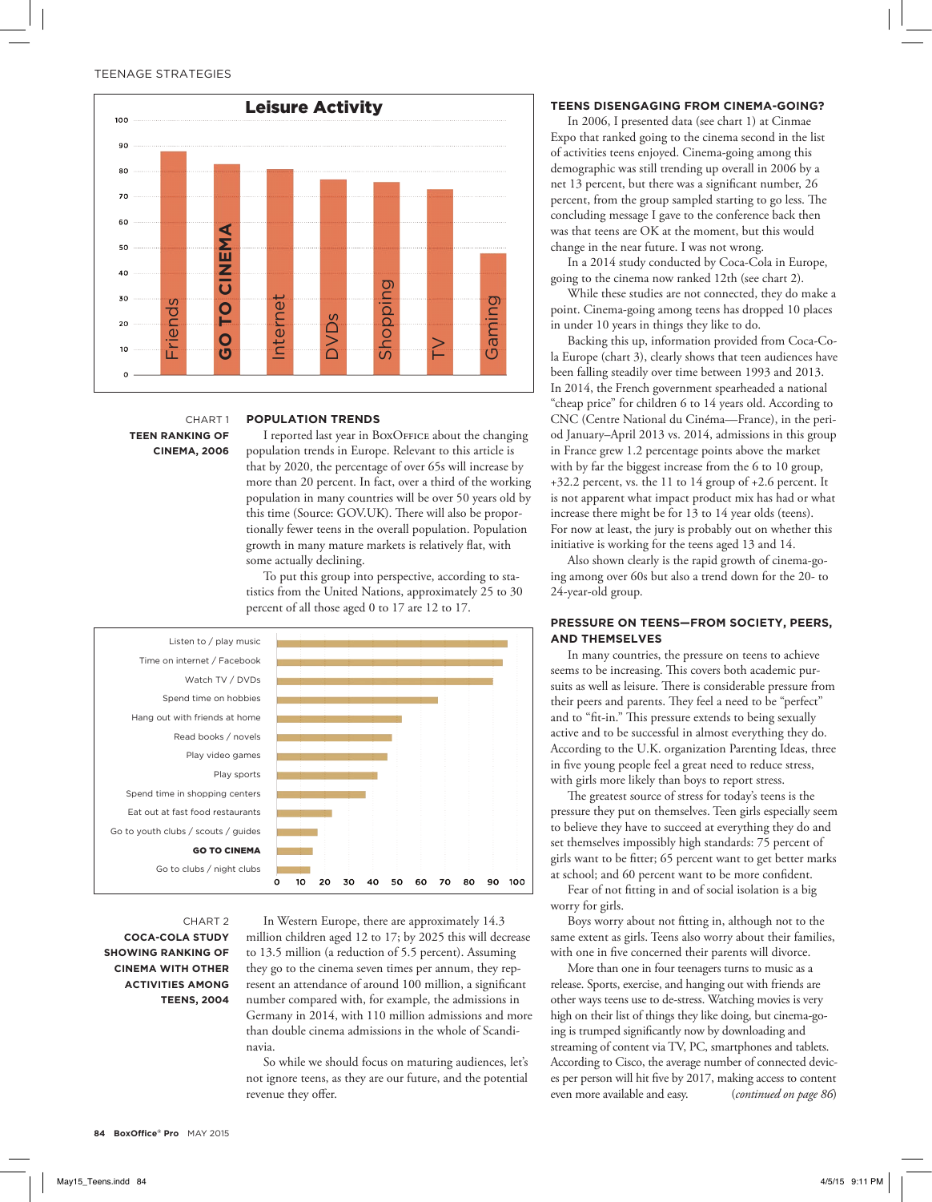### Leisure Activity

| Activity | Value |
|---|---|
| Friends | ~88 |
| GO TO CINEMA | ~83 |
| Internet | ~81 |
| DVDs | ~77 |
| Shopping | ~76 |
| TV | ~73 |
| Gaming | ~48 |

CHART 1
**TEEN RANKING OF CINEMA, 2006**

**POPULATION TRENDS**

I reported last year in BoxOffice about the changing population trends in Europe. Relevant to this article is that by 2020, the percentage of over 65s will increase by more than 20 percent. In fact, over a third of the working population in many countries will be over 50 years old by this time (Source: GOV.UK). There will also be proportionally fewer teens in the overall population. Population growth in many mature markets is relatively flat, with some actually declining.

To put this group into perspective, according to statistics from the United Nations, approximately 25 to 30 percent of all those aged 0 to 17 are 12 to 17.

| Activity | Value |
|---|---|
| Listen to / play music | ~96 |
| Time on internet / Facebook | ~94 |
| Watch TV / DVDs | ~90 |
| Spend time on hobbies | ~67 |
| Hang out with friends at home | ~52 |
| Read books / novels | ~48 |
| Play video games | ~46 |
| Play sports | ~42 |
| Spend time in shopping centers | ~37 |
| Eat out at fast food restaurants | ~23 |
| Go to youth clubs / scouts / guides | ~17 |
| **GO TO CINEMA** | ~15 |
| Go to clubs / night clubs | ~14 |

CHART 2
**COCA-COLA STUDY SHOWING RANKING OF CINEMA WITH OTHER ACTIVITIES AMONG TEENS, 2004**

In Western Europe, there are approximately 14.3 million children aged 12 to 17; by 2025 this will decrease to 13.5 million (a reduction of 5.5 percent). Assuming they go to the cinema seven times per annum, they represent an attendance of around 100 million, a significant number compared with, for example, the admissions in Germany in 2014, with 110 million admissions and more than double cinema admissions in the whole of Scandinavia.

So while we should focus on maturing audiences, let's not ignore teens, as they are our future, and the potential revenue they offer.

**TEENS DISENGAGING FROM CINEMA-GOING?**

In 2006, I presented data (see chart 1) at Cinmae Expo that ranked going to the cinema second in the list of activities teens enjoyed. Cinema-going among this demographic was still trending up overall in 2006 by a net 13 percent, but there was a significant number, 26 percent, from the group sampled starting to go less. The concluding message I gave to the conference back then was that teens are OK at the moment, but this would change in the near future. I was not wrong.

In a 2014 study conducted by Coca-Cola in Europe, going to the cinema now ranked 12th (see chart 2).

While these studies are not connected, they do make a point. Cinema-going among teens has dropped 10 places in under 10 years in things they like to do.

Backing this up, information provided from Coca-Cola Europe (chart 3), clearly shows that teen audiences have been falling steadily over time between 1993 and 2013. In 2014, the French government spearheaded a national "cheap price" for children 6 to 14 years old. According to CNC (Centre National du Cinéma—France), in the period January–April 2013 vs. 2014, admissions in this group in France grew 1.2 percentage points above the market with by far the biggest increase from the 6 to 10 group, +32.2 percent, vs. the 11 to 14 group of +2.6 percent. It is not apparent what impact product mix has had or what increase there might be for 13 to 14 year olds (teens). For now at least, the jury is probably out on whether this initiative is working for the teens aged 13 and 14.

Also shown clearly is the rapid growth of cinema-going among over 60s but also a trend down for the 20- to 24-year-old group.

**PRESSURE ON TEENS—FROM SOCIETY, PEERS, AND THEMSELVES**

In many countries, the pressure on teens to achieve seems to be increasing. This covers both academic pursuits as well as leisure. There is considerable pressure from their peers and parents. They feel a need to be "perfect" and to "fit-in." This pressure extends to being sexually active and to be successful in almost everything they do. According to the U.K. organization Parenting Ideas, three in five young people feel a great need to reduce stress, with girls more likely than boys to report stress.

The greatest source of stress for today's teens is the pressure they put on themselves. Teen girls especially seem to believe they have to succeed at everything they do and set themselves impossibly high standards: 75 percent of girls want to be fitter; 65 percent want to get better marks at school; and 60 percent want to be more confident.

Fear of not fitting in and of social isolation is a big worry for girls.

Boys worry about not fitting in, although not to the same extent as girls. Teens also worry about their families, with one in five concerned their parents will divorce.

More than one in four teenagers turns to music as a release. Sports, exercise, and hanging out with friends are other ways teens use to de-stress. Watching movies is very high on their list of things they like doing, but cinema-going is trumped significantly now by downloading and streaming of content via TV, PC, smartphones and tablets. According to Cisco, the average number of connected devices per person will hit five by 2017, making access to content even more available and easy. *(continued on page 86)*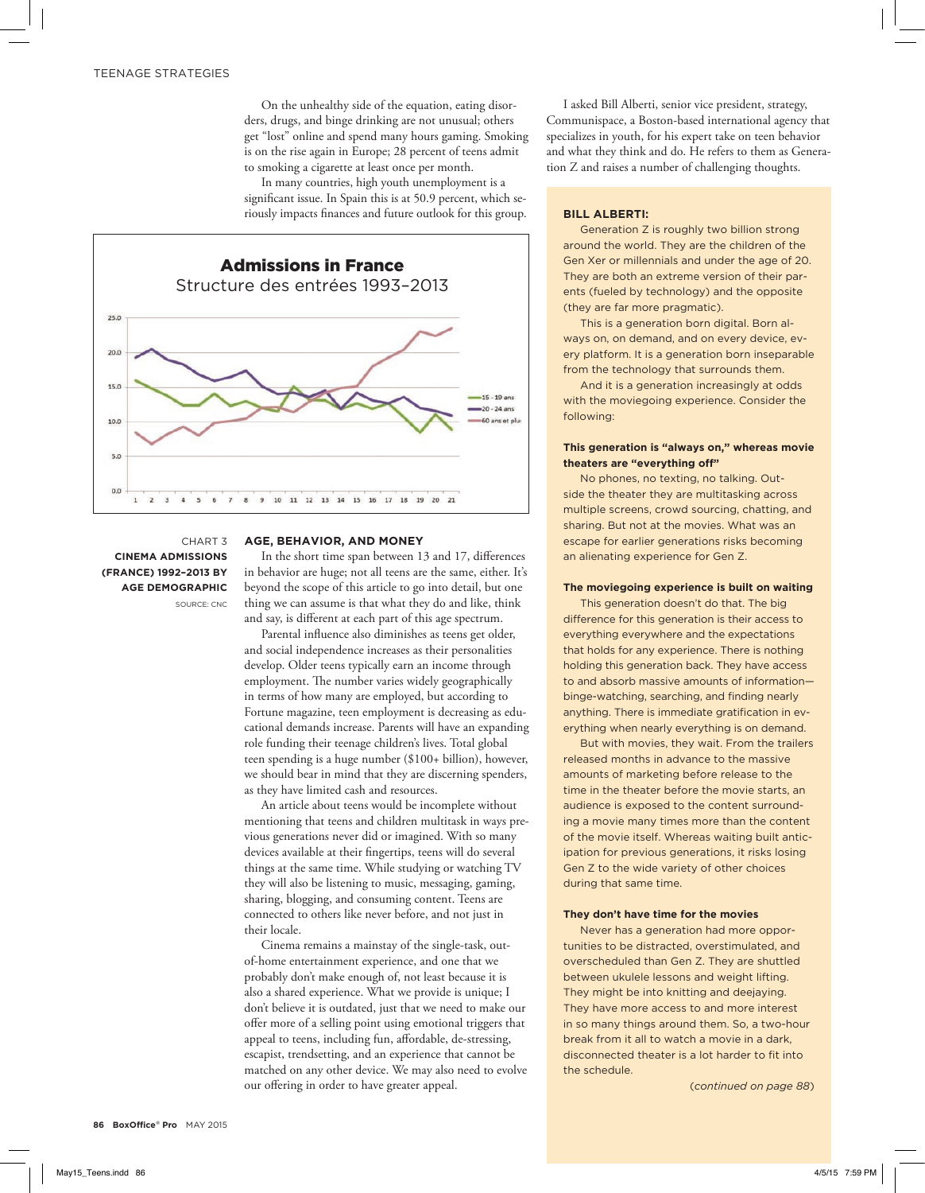On the unhealthy side of the equation, eating disorders, drugs, and binge drinking are not unusual; others get "lost" online and spend many hours gaming. Smoking is on the rise again in Europe; 28 percent of teens admit to smoking a cigarette at least once per month.

In many countries, high youth unemployment is a significant issue. In Spain this is at 50.9 percent, which seriously impacts finances and future outlook for this group.

**Admissions in France**
Structure des entrées 1993–2013

CHART 3
**CINEMA ADMISSIONS (FRANCE) 1992–2013 BY AGE DEMOGRAPHIC**
SOURCE: CNC

## AGE, BEHAVIOR, AND MONEY

In the short time span between 13 and 17, differences in behavior are huge; not all teens are the same, either. It's beyond the scope of this article to go into detail, but one thing we can assume is that what they do and like, think and say, is different at each part of this age spectrum.

Parental influence also diminishes as teens get older, and social independence increases as their personalities develop. Older teens typically earn an income through employment. The number varies widely geographically in terms of how many are employed, but according to Fortune magazine, teen employment is decreasing as educational demands increase. Parents will have an expanding role funding their teenage children's lives. Total global teen spending is a huge number ($100+ billion), however, we should bear in mind that they are discerning spenders, as they have limited cash and resources.

An article about teens would be incomplete without mentioning that teens and children multitask in ways previous generations never did or imagined. With so many devices available at their fingertips, teens will do several things at the same time. While studying or watching TV they will also be listening to music, messaging, gaming, sharing, blogging, and consuming content. Teens are connected to others like never before, and not just in their locale.

Cinema remains a mainstay of the single-task, out-of-home entertainment experience, and one that we probably don't make enough of, not least because it is also a shared experience. What we provide is unique; I don't believe it is outdated, just that we need to make our offer more of a selling point using emotional triggers that appeal to teens, including fun, affordable, de-stressing, escapist, trendsetting, and an experience that cannot be matched on any other device. We may also need to evolve our offering in order to have greater appeal.

I asked Bill Alberti, senior vice president, strategy, Communispace, a Boston-based international agency that specializes in youth, for his expert take on teen behavior and what they think and do. He refers to them as Generation Z and raises a number of challenging thoughts.

**BILL ALBERTI:**

Generation Z is roughly two billion strong around the world. They are the children of the Gen Xer or millennials and under the age of 20. They are both an extreme version of their parents (fueled by technology) and the opposite (they are far more pragmatic).

This is a generation born digital. Born always on, on demand, and on every device, every platform. It is a generation born inseparable from the technology that surrounds them.

And it is a generation increasingly at odds with the moviegoing experience. Consider the following:

**This generation is "always on," whereas movie theaters are "everything off"**

No phones, no texting, no talking. Outside the theater they are multitasking across multiple screens, crowd sourcing, chatting, and sharing. But not at the movies. What was an escape for earlier generations risks becoming an alienating experience for Gen Z.

**The moviegoing experience is built on waiting**

This generation doesn't do that. The big difference for this generation is their access to everything everywhere and the expectations that holds for any experience. There is nothing holding this generation back. They have access to and absorb massive amounts of information—binge-watching, searching, and finding nearly anything. There is immediate gratification in everything when nearly everything is on demand.

But with movies, they wait. From the trailers released months in advance to the massive amounts of marketing before release to the time in the theater before the movie starts, an audience is exposed to the content surrounding a movie many times more than the content of the movie itself. Whereas waiting built anticipation for previous generations, it risks losing Gen Z to the wide variety of other choices during that same time.

**They don't have time for the movies**

Never has a generation had more opportunities to be distracted, overstimulated, and overscheduled than Gen Z. They are shuttled between ukulele lessons and weight lifting. They might be into knitting and deejaying. They have more access to and more interest in so many things around them. So, a two-hour break from it all to watch a movie in a dark, disconnected theater is a lot harder to fit into the schedule.

(*continued on page 88*)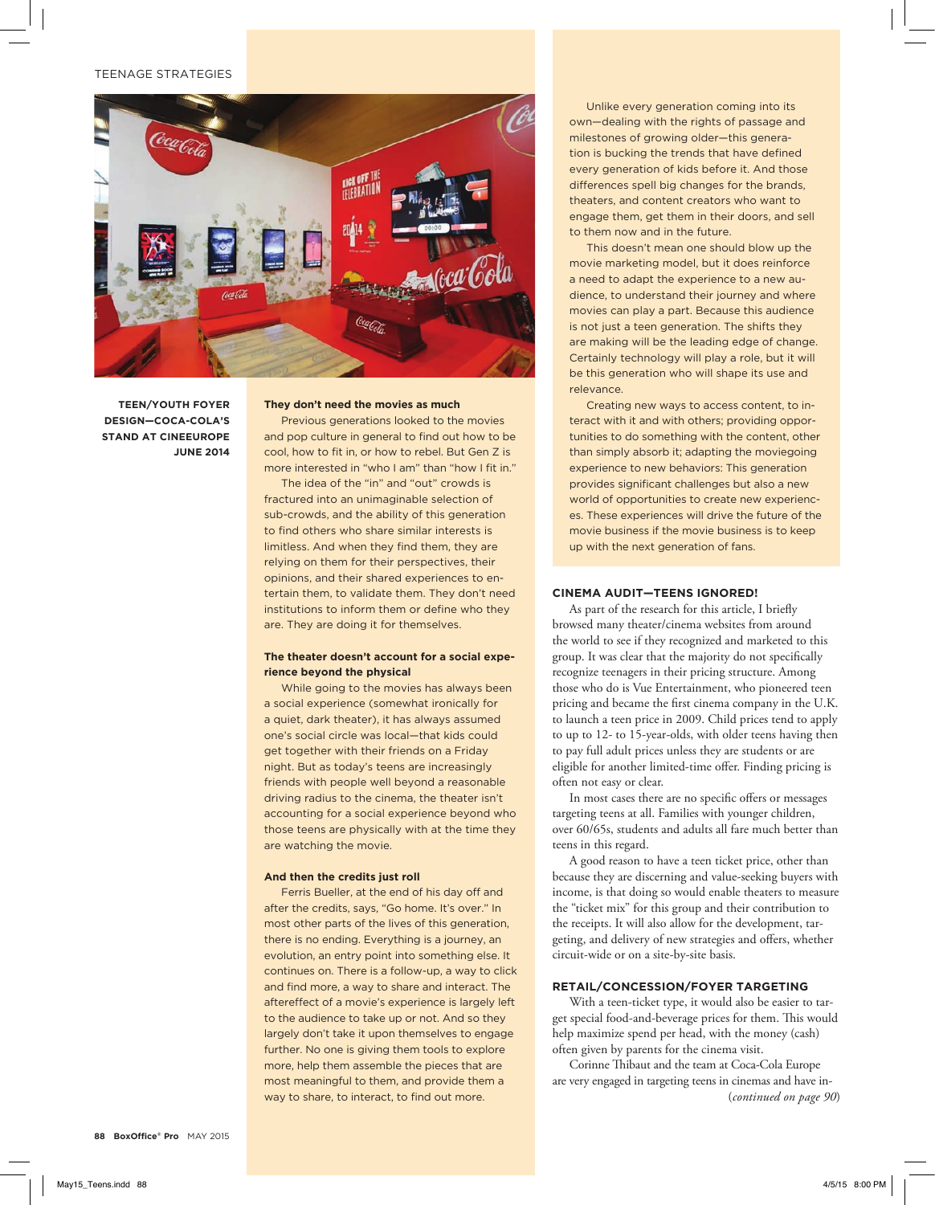TEEN/YOUTH FOYER DESIGN—COCA-COLA'S STAND AT CINEEUROPE JUNE 2014

**They don't need the movies as much**

Previous generations looked to the movies and pop culture in general to find out how to be cool, how to fit in, or how to rebel. But Gen Z is more interested in "who I am" than "how I fit in."

The idea of the "in" and "out" crowds is fractured into an unimaginable selection of sub-crowds, and the ability of this generation to find others who share similar interests is limitless. And when they find them, they are relying on them for their perspectives, their opinions, and their shared experiences to entertain them, to validate them. They don't need institutions to inform them or define who they are. They are doing it for themselves.

**The theater doesn't account for a social experience beyond the physical**

While going to the movies has always been a social experience (somewhat ironically for a quiet, dark theater), it has always assumed one's social circle was local—that kids could get together with their friends on a Friday night. But as today's teens are increasingly friends with people well beyond a reasonable driving radius to the cinema, the theater isn't accounting for a social experience beyond who those teens are physically with at the time they are watching the movie.

**And then the credits just roll**

Ferris Bueller, at the end of his day off and after the credits, says, "Go home. It's over." In most other parts of the lives of this generation, there is no ending. Everything is a journey, an evolution, an entry point into something else. It continues on. There is a follow-up, a way to click and find more, a way to share and interact. The aftereffect of a movie's experience is largely left to the audience to take up or not. And so they largely don't take it upon themselves to engage further. No one is giving them tools to explore more, help them assemble the pieces that are most meaningful to them, and provide them a way to share, to interact, to find out more.

Unlike every generation coming into its own—dealing with the rights of passage and milestones of growing older—this generation is bucking the trends that have defined every generation of kids before it. And those differences spell big changes for the brands, theaters, and content creators who want to engage them, get them in their doors, and sell to them now and in the future.

This doesn't mean one should blow up the movie marketing model, but it does reinforce a need to adapt the experience to a new audience, to understand their journey and where movies can play a part. Because this audience is not just a teen generation. The shifts they are making will be the leading edge of change. Certainly technology will play a role, but it will be this generation who will shape its use and relevance.

Creating new ways to access content, to interact with it and with others; providing opportunities to do something with the content, other than simply absorb it; adapting the moviegoing experience to new behaviors: This generation provides significant challenges but also a new world of opportunities to create new experiences. These experiences will drive the future of the movie business if the movie business is to keep up with the next generation of fans.

## CINEMA AUDIT—TEENS IGNORED!

As part of the research for this article, I briefly browsed many theater/cinema websites from around the world to see if they recognized and marketed to this group. It was clear that the majority do not specifically recognize teenagers in their pricing structure. Among those who do is Vue Entertainment, who pioneered teen pricing and became the first cinema company in the U.K. to launch a teen price in 2009. Child prices tend to apply to up to 12- to 15-year-olds, with older teens having then to pay full adult prices unless they are students or are eligible for another limited-time offer. Finding pricing is often not easy or clear.

In most cases there are no specific offers or messages targeting teens at all. Families with younger children, over 60/65s, students and adults all fare much better than teens in this regard.

A good reason to have a teen ticket price, other than because they are discerning and value-seeking buyers with income, is that doing so would enable theaters to measure the "ticket mix" for this group and their contribution to the receipts. It will also allow for the development, targeting, and delivery of new strategies and offers, whether circuit-wide or on a site-by-site basis.

## RETAIL/CONCESSION/FOYER TARGETING

With a teen-ticket type, it would also be easier to target special food-and-beverage prices for them. This would help maximize spend per head, with the money (cash) often given by parents for the cinema visit.

Corinne Thibaut and the team at Coca-Cola Europe are very engaged in targeting teens in cinemas and have in- *(continued on page 90)*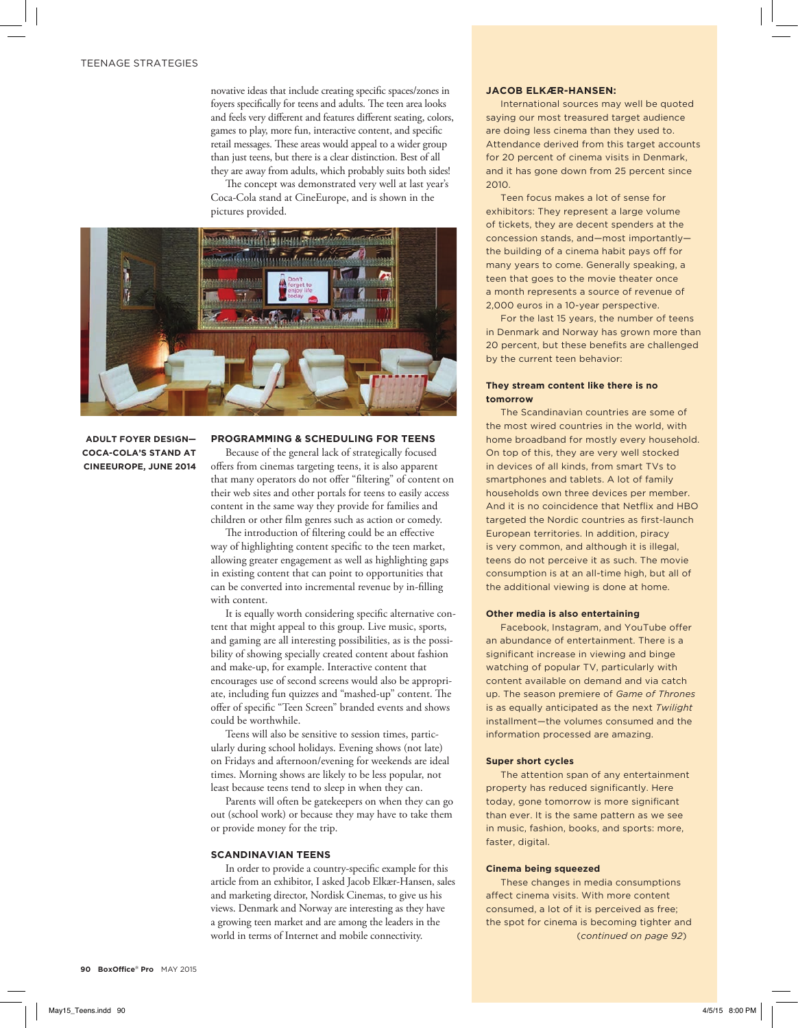novative ideas that include creating specific spaces/zones in foyers specifically for teens and adults. The teen area looks and feels very different and features different seating, colors, games to play, more fun, interactive content, and specific retail messages. These areas would appeal to a wider group than just teens, but there is a clear distinction. Best of all they are away from adults, which probably suits both sides!

The concept was demonstrated very well at last year's Coca-Cola stand at CineEurope, and is shown in the pictures provided.

**ADULT FOYER DESIGN—COCA-COLA'S STAND AT CINEEUROPE, JUNE 2014**

## PROGRAMMING & SCHEDULING FOR TEENS

Because of the general lack of strategically focused offers from cinemas targeting teens, it is also apparent that many operators do not offer "filtering" of content on their web sites and other portals for teens to easily access content in the same way they provide for families and children or other film genres such as action or comedy.

The introduction of filtering could be an effective way of highlighting content specific to the teen market, allowing greater engagement as well as highlighting gaps in existing content that can point to opportunities that can be converted into incremental revenue by in-filling with content.

It is equally worth considering specific alternative content that might appeal to this group. Live music, sports, and gaming are all interesting possibilities, as is the possibility of showing specially created content about fashion and make-up, for example. Interactive content that encourages use of second screens would also be appropriate, including fun quizzes and "mashed-up" content. The offer of specific "Teen Screen" branded events and shows could be worthwhile.

Teens will also be sensitive to session times, particularly during school holidays. Evening shows (not late) on Fridays and afternoon/evening for weekends are ideal times. Morning shows are likely to be less popular, not least because teens tend to sleep in when they can.

Parents will often be gatekeepers on when they can go out (school work) or because they may have to take them or provide money for the trip.

## SCANDINAVIAN TEENS

In order to provide a country-specific example for this article from an exhibitor, I asked Jacob Elkær-Hansen, sales and marketing director, Nordisk Cinemas, to give us his views. Denmark and Norway are interesting as they have a growing teen market and are among the leaders in the world in terms of Internet and mobile connectivity.

### JACOB ELKÆR-HANSEN:

International sources may well be quoted saying our most treasured target audience are doing less cinema than they used to. Attendance derived from this target accounts for 20 percent of cinema visits in Denmark, and it has gone down from 25 percent since 2010.

Teen focus makes a lot of sense for exhibitors: They represent a large volume of tickets, they are decent spenders at the concession stands, and—most importantly—the building of a cinema habit pays off for many years to come. Generally speaking, a teen that goes to the movie theater once a month represents a source of revenue of 2,000 euros in a 10-year perspective.

For the last 15 years, the number of teens in Denmark and Norway has grown more than 20 percent, but these benefits are challenged by the current teen behavior:

**They stream content like there is no tomorrow**

The Scandinavian countries are some of the most wired countries in the world, with home broadband for mostly every household. On top of this, they are very well stocked in devices of all kinds, from smart TVs to smartphones and tablets. A lot of family households own three devices per member. And it is no coincidence that Netflix and HBO targeted the Nordic countries as first-launch European territories. In addition, piracy is very common, and although it is illegal, teens do not perceive it as such. The movie consumption is at an all-time high, but all of the additional viewing is done at home.

**Other media is also entertaining**

Facebook, Instagram, and YouTube offer an abundance of entertainment. There is a significant increase in viewing and binge watching of popular TV, particularly with content available on demand and via catch up. The season premiere of *Game of Thrones* is as equally anticipated as the next *Twilight* installment—the volumes consumed and the information processed are amazing.

**Super short cycles**

The attention span of any entertainment property has reduced significantly. Here today, gone tomorrow is more significant than ever. It is the same pattern as we see in music, fashion, books, and sports: more, faster, digital.

**Cinema being squeezed**

These changes in media consumptions affect cinema visits. With more content consumed, a lot of it is perceived as free; the spot for cinema is becoming tighter and (*continued on page 92*)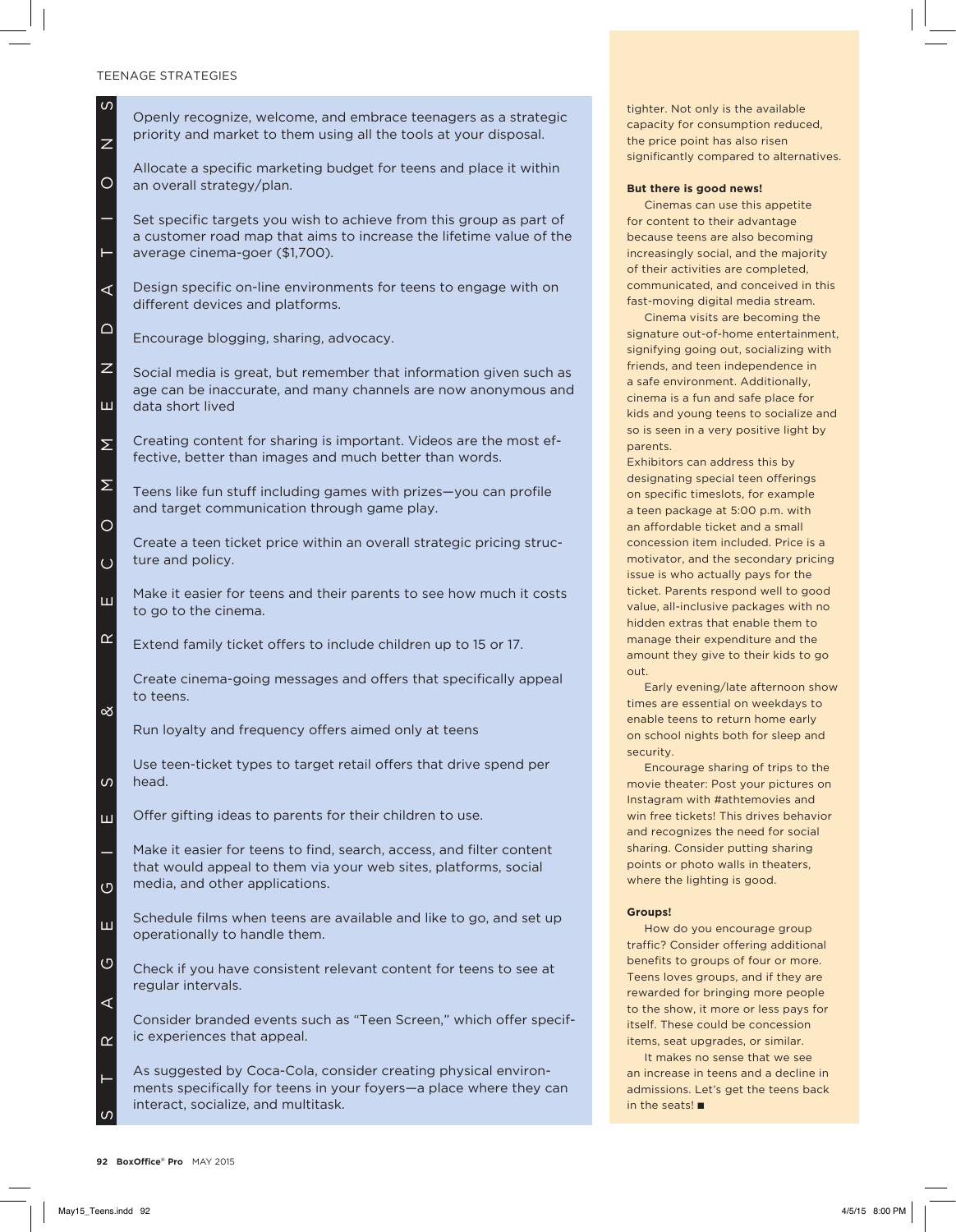## STRATEGIES & RECOMMENDATIONS

Openly recognize, welcome, and embrace teenagers as a strategic priority and market to them using all the tools at your disposal.

Allocate a specific marketing budget for teens and place it within an overall strategy/plan.

Set specific targets you wish to achieve from this group as part of a customer road map that aims to increase the lifetime value of the average cinema-goer ($1,700).

Design specific on-line environments for teens to engage with on different devices and platforms.

Encourage blogging, sharing, advocacy.

Social media is great, but remember that information given such as age can be inaccurate, and many channels are now anonymous and data short lived

Creating content for sharing is important. Videos are the most effective, better than images and much better than words.

Teens like fun stuff including games with prizes—you can profile and target communication through game play.

Create a teen ticket price within an overall strategic pricing structure and policy.

Make it easier for teens and their parents to see how much it costs to go to the cinema.

Extend family ticket offers to include children up to 15 or 17.

Create cinema-going messages and offers that specifically appeal to teens.

Run loyalty and frequency offers aimed only at teens

Use teen-ticket types to target retail offers that drive spend per head.

Offer gifting ideas to parents for their children to use.

Make it easier for teens to find, search, access, and filter content that would appeal to them via your web sites, platforms, social media, and other applications.

Schedule films when teens are available and like to go, and set up operationally to handle them.

Check if you have consistent relevant content for teens to see at regular intervals.

Consider branded events such as "Teen Screen," which offer specific experiences that appeal.

As suggested by Coca-Cola, consider creating physical environments specifically for teens in your foyers—a place where they can interact, socialize, and multitask.

tighter. Not only is the available capacity for consumption reduced, the price point has also risen significantly compared to alternatives.

**But there is good news!**

Cinemas can use this appetite for content to their advantage because teens are also becoming increasingly social, and the majority of their activities are completed, communicated, and conceived in this fast-moving digital media stream.

Cinema visits are becoming the signature out-of-home entertainment, signifying going out, socializing with friends, and teen independence in a safe environment. Additionally, cinema is a fun and safe place for kids and young teens to socialize and so is seen in a very positive light by parents.

Exhibitors can address this by designating special teen offerings on specific timeslots, for example a teen package at 5:00 p.m. with an affordable ticket and a small concession item included. Price is a motivator, and the secondary pricing issue is who actually pays for the ticket. Parents respond well to good value, all-inclusive packages with no hidden extras that enable them to manage their expenditure and the amount they give to their kids to go out.

Early evening/late afternoon show times are essential on weekdays to enable teens to return home early on school nights both for sleep and security.

Encourage sharing of trips to the movie theater: Post your pictures on Instagram with #athtemovies and win free tickets! This drives behavior and recognizes the need for social sharing. Consider putting sharing points or photo walls in theaters, where the lighting is good.

**Groups!**

How do you encourage group traffic? Consider offering additional benefits to groups of four or more. Teens loves groups, and if they are rewarded for bringing more people to the show, it more or less pays for itself. These could be concession items, seat upgrades, or similar.

It makes no sense that we see an increase in teens and a decline in admissions. Let's get the teens back in the seats! ■